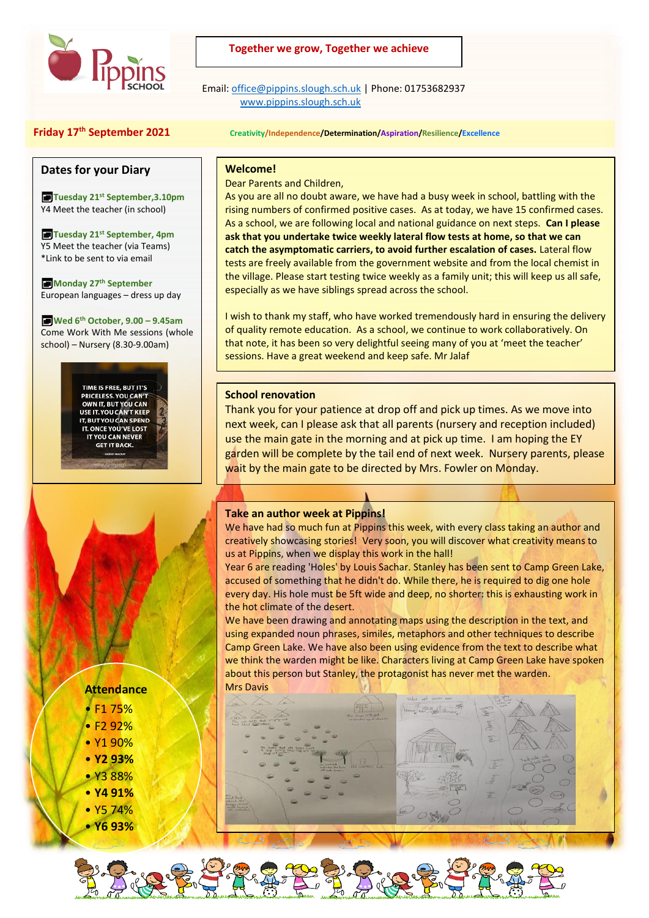# Pippins School

**Together we grow, Together we achieve**

Email: office@pippins.slough.sch.uk | Phone: 01753682937
www.pippins.slough.sch.uk

**Friday 17th September 2021**

Creativity/Independence/Determination/Aspiration/Resilience/Excellence

## Dates for your Diary

**Tuesday 21st September, 3.10pm**
Y4 Meet the teacher (in school)

**Tuesday 21st September, 4pm**
Y5 Meet the teacher (via Teams)
*Link to be sent to via email

**Monday 27th September**
European languages – dress up day

**Wed 6th October, 9.00 – 9.45am**
Come Work With Me sessions (whole school) – Nursery (8.30-9.00am)

TIME IS FREE, BUT IT'S PRICELESS. YOU CAN'T OWN IT, BUT YOU CAN USE IT. YOU CAN'T KEEP IT, BUT YOU CAN SPEND IT. ONCE YOU'VE LOST IT YOU CAN NEVER GET IT BACK.
– HARVEY MACKAY

## Welcome!

Dear Parents and Children,

As you are all no doubt aware, we have had a busy week in school, battling with the rising numbers of confirmed positive cases. As at today, we have 15 confirmed cases. As a school, we are following local and national guidance on next steps. **Can I please ask that you undertake twice weekly lateral flow tests at home, so that we can catch the asymptomatic carriers, to avoid further escalation of cases.** Lateral flow tests are freely available from the government website and from the local chemist in the village. Please start testing twice weekly as a family unit; this will keep us all safe, especially as we have siblings spread across the school.

I wish to thank my staff, who have worked tremendously hard in ensuring the delivery of quality remote education. As a school, we continue to work collaboratively. On that note, it has been so very delightful seeing many of you at 'meet the teacher' sessions. Have a great weekend and keep safe. Mr Jalaf

## School renovation

Thank you for your patience at drop off and pick up times. As we move into next week, can I please ask that all parents (nursery and reception included) use the main gate in the morning and at pick up time. I am hoping the EY garden will be complete by the tail end of next week. Nursery parents, please wait by the main gate to be directed by Mrs. Fowler on Monday.

## Take an author week at Pippins!

We have had so much fun at Pippins this week, with every class taking an author and creatively showcasing stories! Very soon, you will discover what creativity means to us at Pippins, when we display this work in the hall!

Year 6 are reading 'Holes' by Louis Sachar. Stanley has been sent to Camp Green Lake, accused of something that he didn't do. While there, he is required to dig one hole every day. His hole must be 5ft wide and deep, no shorter: this is exhausting work in the hot climate of the desert.

We have been drawing and annotating maps using the description in the text, and using expanded noun phrases, similes, metaphors and other techniques to describe Camp Green Lake. We have also been using evidence from the text to describe what we think the warden might be like. Characters living at Camp Green Lake have spoken about this person but Stanley, the protagonist has never met the warden.

Mrs Davis

## Attendance

- F1 75%
- F2 92%
- Y1 90%
- **Y2 93%**
- Y3 88%
- **Y4 91%**
- Y5 74%
- **Y6 93%**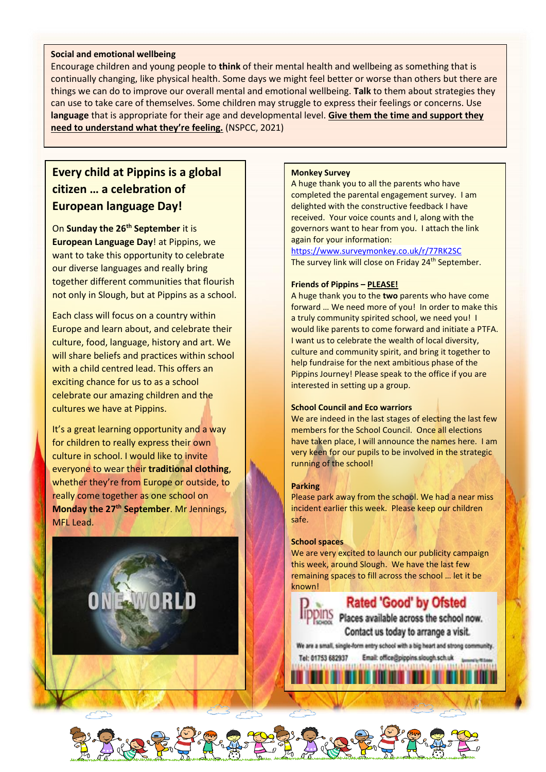**Social and emotional wellbeing**

Encourage children and young people to **think** of their mental health and wellbeing as something that is continually changing, like physical health. Some days we might feel better or worse than others but there are things we can do to improve our overall mental and emotional wellbeing. **Talk** to them about strategies they can use to take care of themselves. Some children may struggle to express their feelings or concerns. Use **language** that is appropriate for their age and developmental level. **Give them the time and support they need to understand what they're feeling.** (NSPCC, 2021)

## Every child at Pippins is a global citizen … a celebration of European language Day!

On **Sunday the 26th September** it is **European Language Day**! at Pippins, we want to take this opportunity to celebrate our diverse languages and really bring together different communities that flourish not only in Slough, but at Pippins as a school.

Each class will focus on a country within Europe and learn about, and celebrate their culture, food, language, history and art. We will share beliefs and practices within school with a child centred lead. This offers an exciting chance for us to as a school celebrate our amazing children and the cultures we have at Pippins.

It's a great learning opportunity and a way for children to really express their own culture in school. I would like to invite everyone to wear their **traditional clothing**, whether they're from Europe or outside, to really come together as one school on **Monday the 27th September**. Mr Jennings, MFL Lead.

ONE WORLD

**Monkey Survey**

A huge thank you to all the parents who have completed the parental engagement survey. I am delighted with the constructive feedback I have received. Your voice counts and I, along with the governors want to hear from you. I attach the link again for your information: https://www.surveymonkey.co.uk/r/77RK2SC
The survey link will close on Friday 24th September.

**Friends of Pippins – PLEASE!**

A huge thank you to the **two** parents who have come forward … We need more of you! In order to make this a truly community spirited school, we need you! I would like parents to come forward and initiate a PTFA. I want us to celebrate the wealth of local diversity, culture and community spirit, and bring it together to help fundraise for the next ambitious phase of the Pippins Journey! Please speak to the office if you are interested in setting up a group.

**School Council and Eco warriors**

We are indeed in the last stages of electing the last few members for the School Council. Once all elections have taken place, I will announce the names here. I am very keen for our pupils to be involved in the strategic running of the school!

**Parking**

Please park away from the school. We had a near miss incident earlier this week. Please keep our children safe.

**School spaces**

We are very excited to launch our publicity campaign this week, around Slough. We have the last few remaining spaces to fill across the school … let it be known!

Pippins School

Rated 'Good' by Ofsted

Places available across the school now.

Contact us today to arrange a visit.

We are a small, single-form entry school with a big heart and strong community.

Tel: 01753 682937 Email: office@pippins.slough.sch.uk